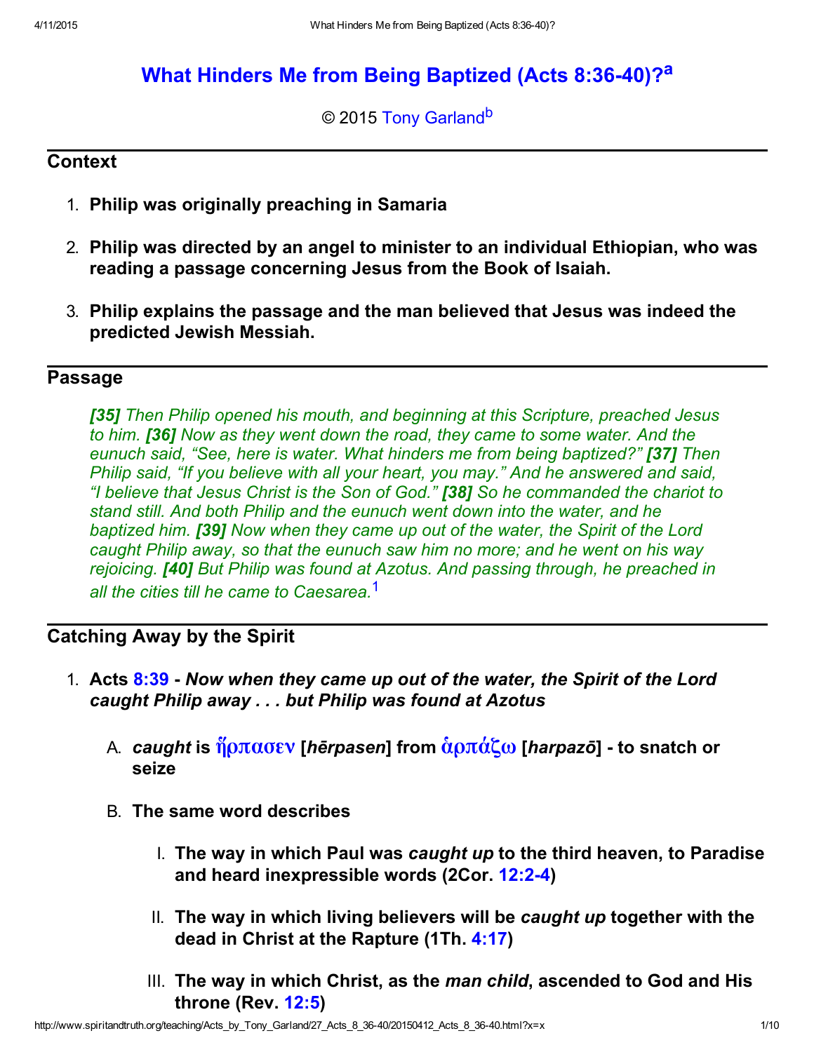# What Hinders Me from Being Baptized (Acts 8:36-40)?[a]

© 2015 Tony Garland[b]

## Context

1. **Philip was originally preaching in Samaria**
2. **Philip was directed by an angel to minister to an individual Ethiopian, who was reading a passage concerning Jesus from the Book of Isaiah.**
3. **Philip explains the passage and the man believed that Jesus was indeed the predicted Jewish Messiah.**

## Passage

> ***[35]*** *Then Philip opened his mouth, and beginning at this Scripture, preached Jesus to him.* ***[36]*** *Now as they went down the road, they came to some water. And the eunuch said, "See, here is water. What hinders me from being baptized?"* ***[37]*** *Then Philip said, "If you believe with all your heart, you may." And he answered and said, "I believe that Jesus Christ is the Son of God."* ***[38]*** *So he commanded the chariot to stand still. And both Philip and the eunuch went down into the water, and he baptized him.* ***[39]*** *Now when they came up out of the water, the Spirit of the Lord caught Philip away, so that the eunuch saw him no more; and he went on his way rejoicing.* ***[40]*** *But Philip was found at Azotus. And passing through, he preached in all the cities till he came to Caesarea.*[1]

## Catching Away by the Spirit

1. **Acts 8:39 - *Now when they came up out of the water, the Spirit of the Lord caught Philip away . . . but Philip was found at Azotus***
   A. ***caught* is ἥρπασεν [*hērpasen*] from ἁρπάζω [*harpazō*] - to snatch or seize**
   B. **The same word describes**
      I. **The way in which Paul was *caught up* to the third heaven, to Paradise and heard inexpressible words (2Cor. 12:2-4)**
      II. **The way in which living believers will be *caught up* together with the dead in Christ at the Rapture (1Th. 4:17)**
      III. **The way in which Christ, as the *man child*, ascended to God and His throne (Rev. 12:5)**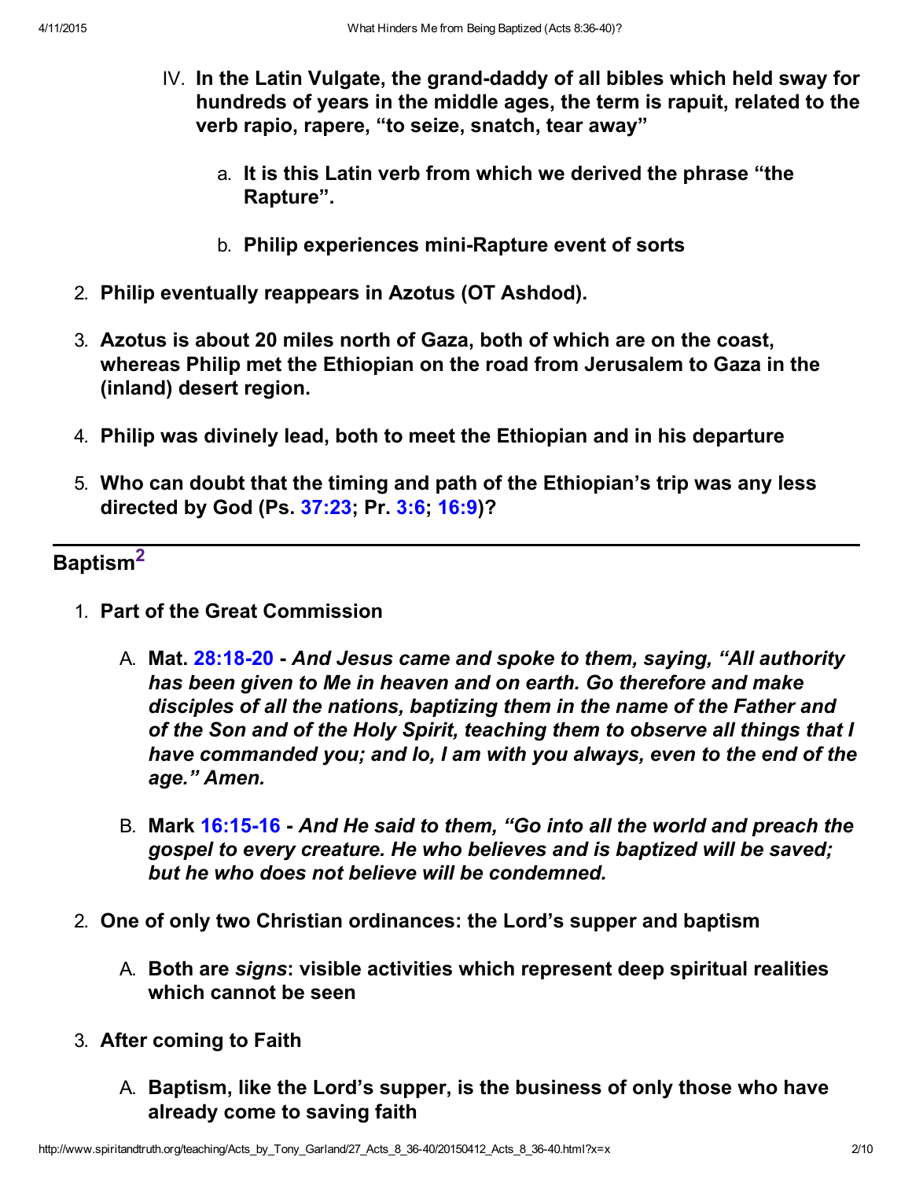IV. **In the Latin Vulgate, the grand-daddy of all bibles which held sway for hundreds of years in the middle ages, the term is rapuit, related to the verb rapio, rapere, "to seize, snatch, tear away"**

   a. **It is this Latin verb from which we derived the phrase "the Rapture".**

   b. **Philip experiences mini-Rapture event of sorts**

2. **Philip eventually reappears in Azotus (OT Ashdod).**

3. **Azotus is about 20 miles north of Gaza, both of which are on the coast, whereas Philip met the Ethiopian on the road from Jerusalem to Gaza in the (inland) desert region.**

4. **Philip was divinely lead, both to meet the Ethiopian and in his departure**

5. **Who can doubt that the timing and path of the Ethiopian's trip was any less directed by God (Ps. 37:23; Pr. 3:6; 16:9)?**

---

## Baptism[2]

1. **Part of the Great Commission**

   A. **Mat. 28:18-20 -** ***And Jesus came and spoke to them, saying, "All authority has been given to Me in heaven and on earth. Go therefore and make disciples of all the nations, baptizing them in the name of the Father and of the Son and of the Holy Spirit, teaching them to observe all things that I have commanded you; and lo, I am with you always, even to the end of the age." Amen.***

   B. **Mark 16:15-16 -** ***And He said to them, "Go into all the world and preach the gospel to every creature. He who believes and is baptized will be saved; but he who does not believe will be condemned.***

2. **One of only two Christian ordinances: the Lord's supper and baptism**

   A. **Both are *signs*: visible activities which represent deep spiritual realities which cannot be seen**

3. **After coming to Faith**

   A. **Baptism, like the Lord's supper, is the business of only those who have already come to saving faith**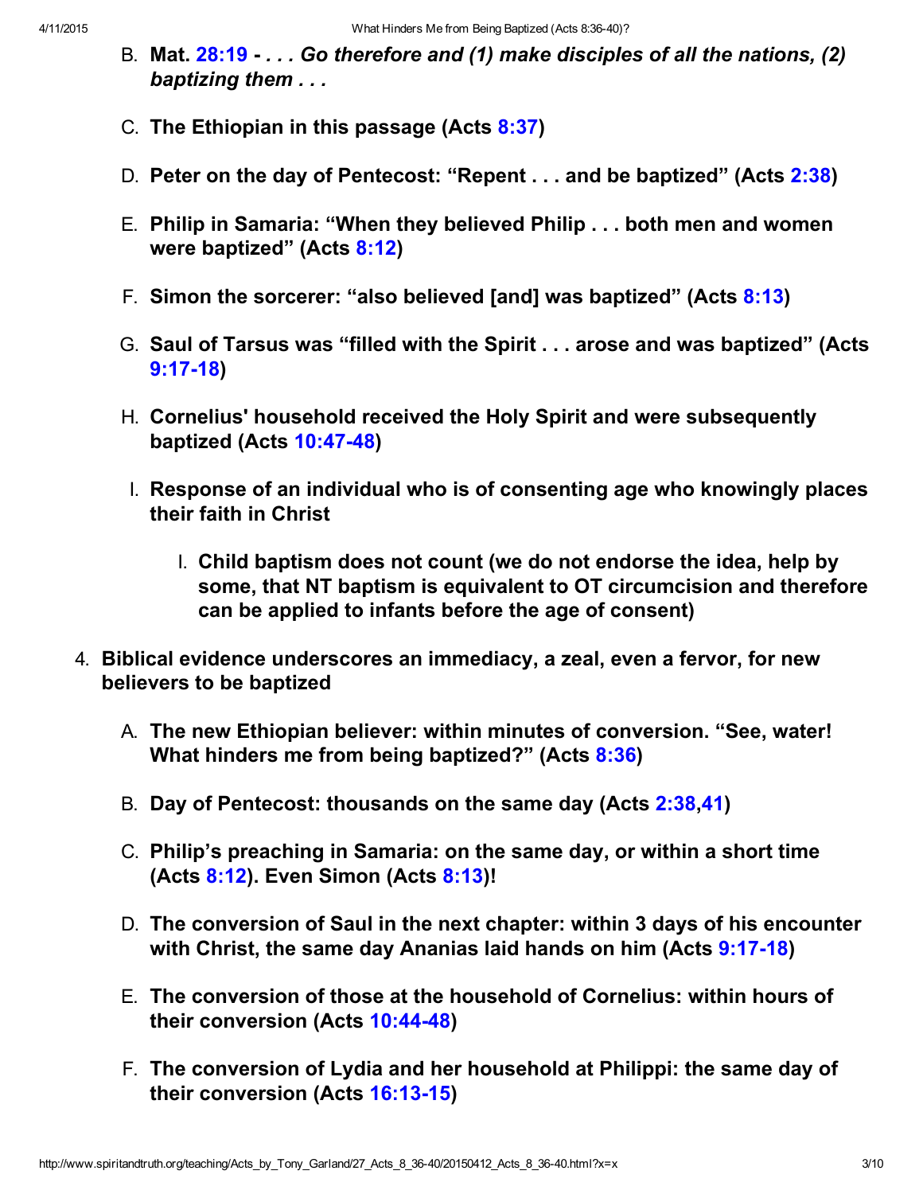B. **Mat. 28:19 - *. . . Go therefore and (1) make disciples of all the nations, (2) baptizing them . . .***

C. **The Ethiopian in this passage (Acts 8:37)**

D. **Peter on the day of Pentecost: "Repent . . . and be baptized" (Acts 2:38)**

E. **Philip in Samaria: "When they believed Philip . . . both men and women were baptized" (Acts 8:12)**

F. **Simon the sorcerer: "also believed [and] was baptized" (Acts 8:13)**

G. **Saul of Tarsus was "filled with the Spirit . . . arose and was baptized" (Acts 9:17-18)**

H. **Cornelius' household received the Holy Spirit and were subsequently baptized (Acts 10:47-48)**

I. **Response of an individual who is of consenting age who knowingly places their faith in Christ**

   I. **Child baptism does not count (we do not endorse the idea, help by some, that NT baptism is equivalent to OT circumcision and therefore can be applied to infants before the age of consent)**

4. **Biblical evidence underscores an immediacy, a zeal, even a fervor, for new believers to be baptized**

   A. **The new Ethiopian believer: within minutes of conversion. "See, water! What hinders me from being baptized?" (Acts 8:36)**

   B. **Day of Pentecost: thousands on the same day (Acts 2:38,41)**

   C. **Philip's preaching in Samaria: on the same day, or within a short time (Acts 8:12). Even Simon (Acts 8:13)!**

   D. **The conversion of Saul in the next chapter: within 3 days of his encounter with Christ, the same day Ananias laid hands on him (Acts 9:17-18)**

   E. **The conversion of those at the household of Cornelius: within hours of their conversion (Acts 10:44-48)**

   F. **The conversion of Lydia and her household at Philippi: the same day of their conversion (Acts 16:13-15)**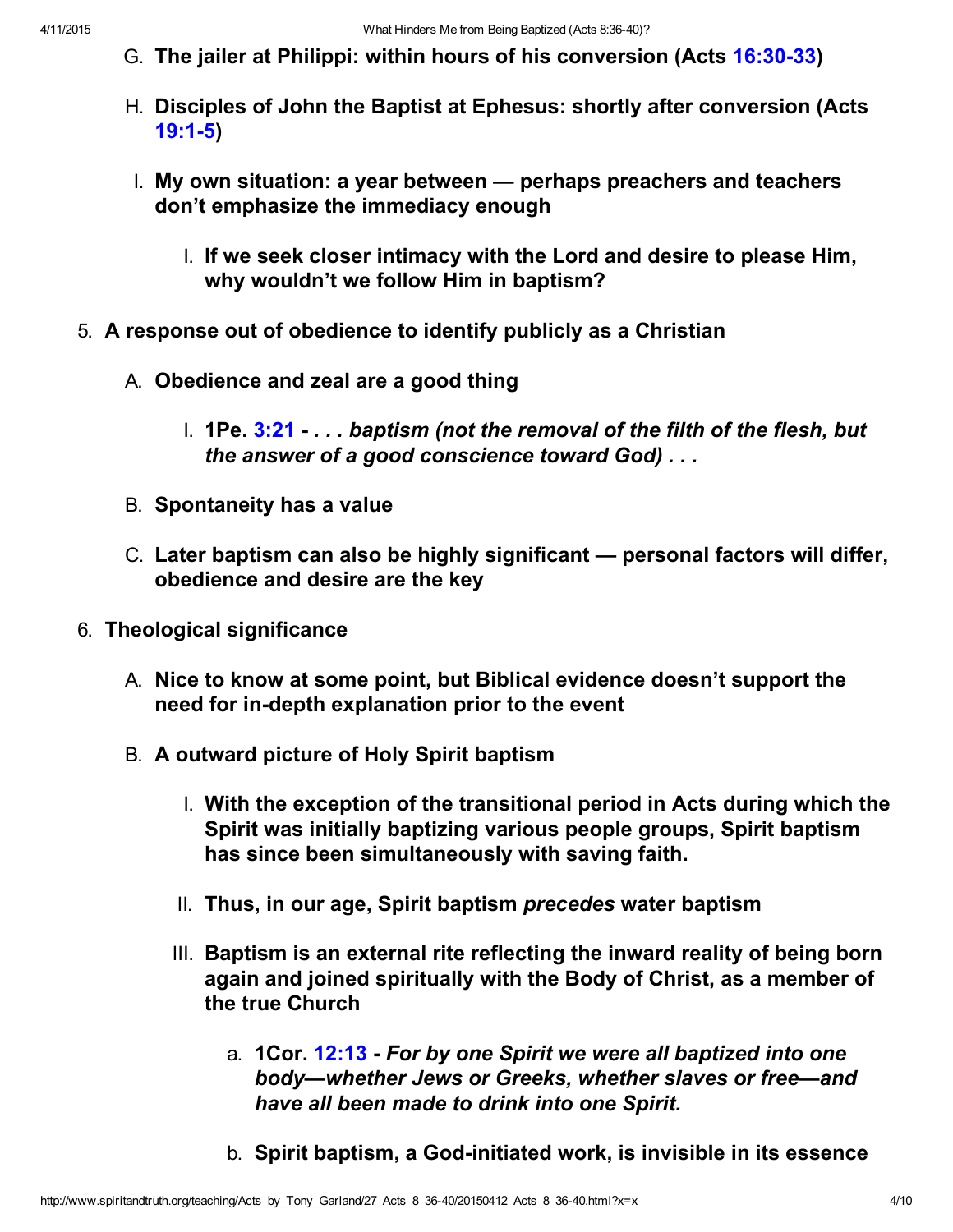G. **The jailer at Philippi: within hours of his conversion (Acts 16:30-33)**

H. **Disciples of John the Baptist at Ephesus: shortly after conversion (Acts 19:1-5)**

I. **My own situation: a year between — perhaps preachers and teachers don't emphasize the immediacy enough**

    I. **If we seek closer intimacy with the Lord and desire to please Him, why wouldn't we follow Him in baptism?**

5. **A response out of obedience to identify publicly as a Christian**

    A. **Obedience and zeal are a good thing**

        I. **1Pe. 3:21 -** ***. . . baptism (not the removal of the filth of the flesh, but the answer of a good conscience toward God) . . .***

    B. **Spontaneity has a value**

    C. **Later baptism can also be highly significant — personal factors will differ, obedience and desire are the key**

6. **Theological significance**

    A. **Nice to know at some point, but Biblical evidence doesn't support the need for in-depth explanation prior to the event**

    B. **A outward picture of Holy Spirit baptism**

        I. **With the exception of the transitional period in Acts during which the Spirit was initially baptizing various people groups, Spirit baptism has since been simultaneously with saving faith.**

        II. **Thus, in our age, Spirit baptism *precedes* water baptism**

        III. **Baptism is an <u>external</u> rite reflecting the <u>inward</u> reality of being born again and joined spiritually with the Body of Christ, as a member of the true Church**

            a. **1Cor. 12:13 -** ***For by one Spirit we were all baptized into one body—whether Jews or Greeks, whether slaves or free—and have all been made to drink into one Spirit.***

            b. **Spirit baptism, a God-initiated work, is invisible in its essence**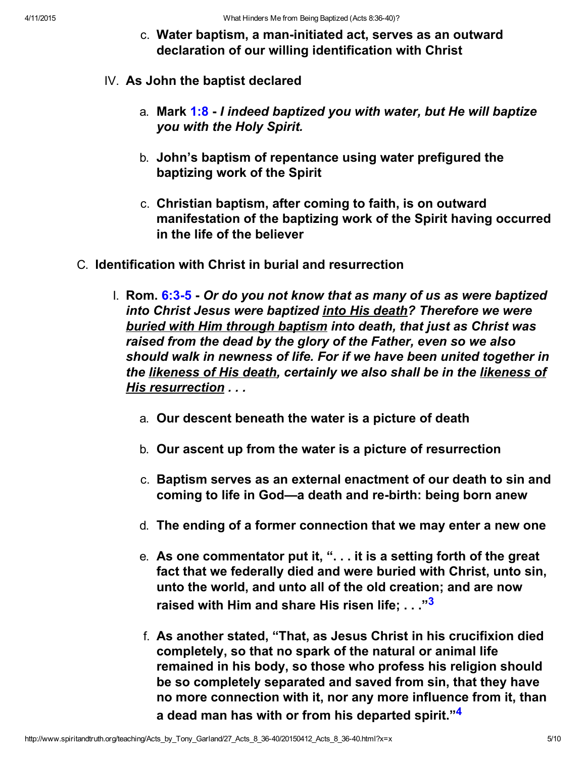c. **Water baptism, a man-initiated act, serves as an outward declaration of our willing identification with Christ**

IV. **As John the baptist declared**

a. **Mark 1:8 -** ***I indeed baptized you with water, but He will baptize you with the Holy Spirit.***

b. **John's baptism of repentance using water prefigured the baptizing work of the Spirit**

c. **Christian baptism, after coming to faith, is on outward manifestation of the baptizing work of the Spirit having occurred in the life of the believer**

C. **Identification with Christ in burial and resurrection**

I. **Rom. 6:3-5 -** ***Or do you not know that as many of us as were baptized into Christ Jesus were baptized <u>into His death</u>? Therefore we were <u>buried with Him through baptism</u> into death, that just as Christ was raised from the dead by the glory of the Father, even so we also should walk in newness of life. For if we have been united together in the <u>likeness of His death</u>, certainly we also shall be in the <u>likeness of His resurrection</u> . . .***

a. **Our descent beneath the water is a picture of death**

b. **Our ascent up from the water is a picture of resurrection**

c. **Baptism serves as an external enactment of our death to sin and coming to life in God—a death and re-birth: being born anew**

d. **The ending of a former connection that we may enter a new one**

e. **As one commentator put it, ". . . it is a setting forth of the great fact that we federally died and were buried with Christ, unto sin, unto the world, and unto all of the old creation; and are now raised with Him and share His risen life; . . ."[3]**

f. **As another stated, "That, as Jesus Christ in his crucifixion died completely, so that no spark of the natural or animal life remained in his body, so those who profess his religion should be so completely separated and saved from sin, that they have no more connection with it, nor any more influence from it, than a dead man has with or from his departed spirit."[4]**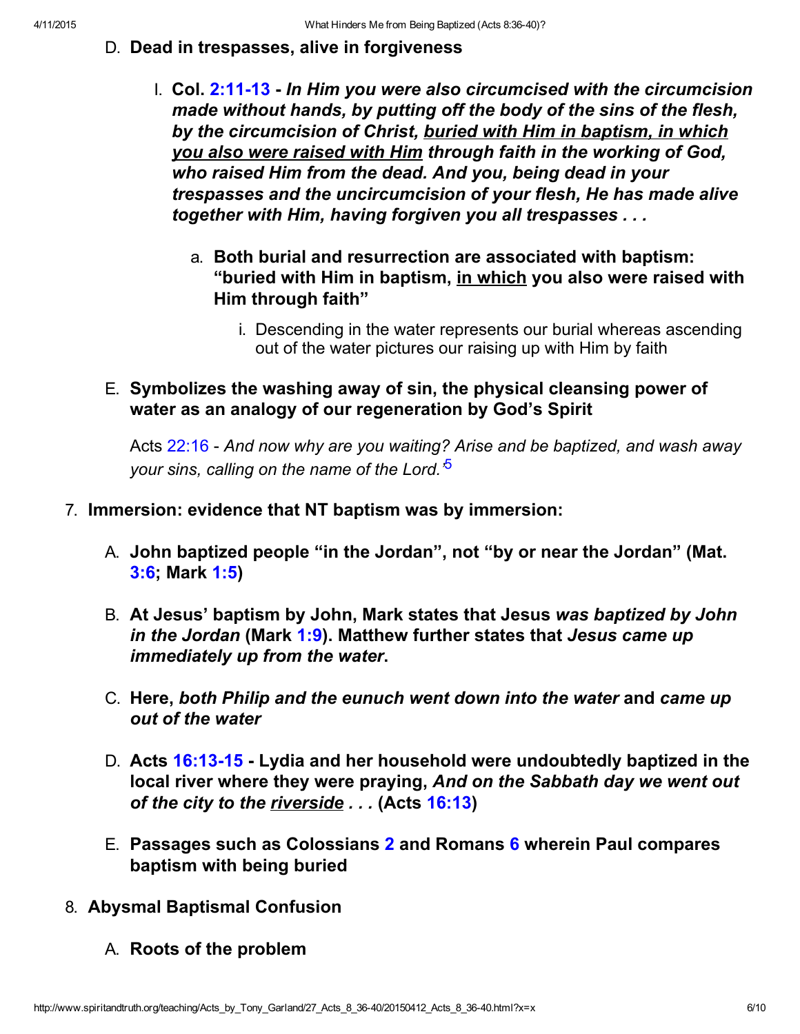D. **Dead in trespasses, alive in forgiveness**

   I. **Col. 2:11-13 -** ***In Him you were also circumcised with the circumcision made without hands, by putting off the body of the sins of the flesh, by the circumcision of Christ, <u>buried with Him in baptism, in which you also were raised with Him</u> through faith in the working of God, who raised Him from the dead. And you, being dead in your trespasses and the uncircumcision of your flesh, He has made alive together with Him, having forgiven you all trespasses . . .***

      a. **Both burial and resurrection are associated with baptism: "buried with Him in baptism, <u>in which</u> you also were raised with Him through faith"**

         i. Descending in the water represents our burial whereas ascending out of the water pictures our raising up with Him by faith

E. **Symbolizes the washing away of sin, the physical cleansing power of water as an analogy of our regeneration by God's Spirit**

   Acts 22:16 - *And now why are you waiting? Arise and be baptized, and wash away your sins, calling on the name of the Lord.*[5]

7. **Immersion: evidence that NT baptism was by immersion:**

   A. **John baptized people "in the Jordan", not "by or near the Jordan" (Mat. 3:6; Mark 1:5)**

   B. **At Jesus' baptism by John, Mark states that Jesus *was baptized by John in the Jordan* (Mark 1:9). Matthew further states that *Jesus came up immediately up from the water*.**

   C. **Here, *both Philip and the eunuch went down into the water* and *came up out of the water***

   D. **Acts 16:13-15 - Lydia and her household were undoubtedly baptized in the local river where they were praying, *And on the Sabbath day we went out of the city to the <u>riverside</u> . . .* (Acts 16:13)**

   E. **Passages such as Colossians 2 and Romans 6 wherein Paul compares baptism with being buried**

8. **Abysmal Baptismal Confusion**

   A. **Roots of the problem**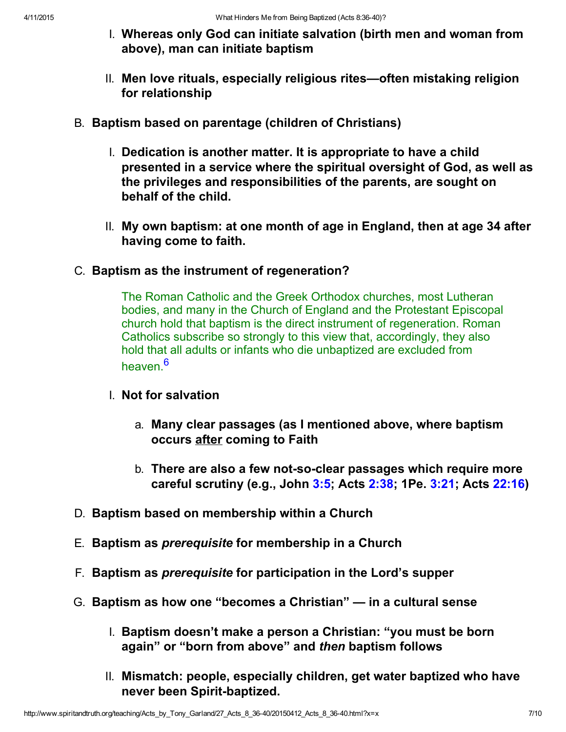I. **Whereas only God can initiate salvation (birth men and woman from above), man can initiate baptism**

II. **Men love rituals, especially religious rites—often mistaking religion for relationship**

B. **Baptism based on parentage (children of Christians)**

   I. **Dedication is another matter. It is appropriate to have a child presented in a service where the spiritual oversight of God, as well as the privileges and responsibilities of the parents, are sought on behalf of the child.**

   II. **My own baptism: at one month of age in England, then at age 34 after having come to faith.**

C. **Baptism as the instrument of regeneration?**

> The Roman Catholic and the Greek Orthodox churches, most Lutheran bodies, and many in the Church of England and the Protestant Episcopal church hold that baptism is the direct instrument of regeneration. Roman Catholics subscribe so strongly to this view that, accordingly, they also hold that all adults or infants who die unbaptized are excluded from heaven.[6]

   I. **Not for salvation**

      a. **Many clear passages (as I mentioned above, where baptism occurs <u>after</u> coming to Faith**

      b. **There are also a few not-so-clear passages which require more careful scrutiny (e.g., John 3:5; Acts 2:38; 1Pe. 3:21; Acts 22:16)**

D. **Baptism based on membership within a Church**

E. **Baptism as *prerequisite* for membership in a Church**

F. **Baptism as *prerequisite* for participation in the Lord's supper**

G. **Baptism as how one "becomes a Christian" — in a cultural sense**

   I. **Baptism doesn't make a person a Christian: "you must be born again" or "born from above" and *then* baptism follows**

   II. **Mismatch: people, especially children, get water baptized who have never been Spirit-baptized.**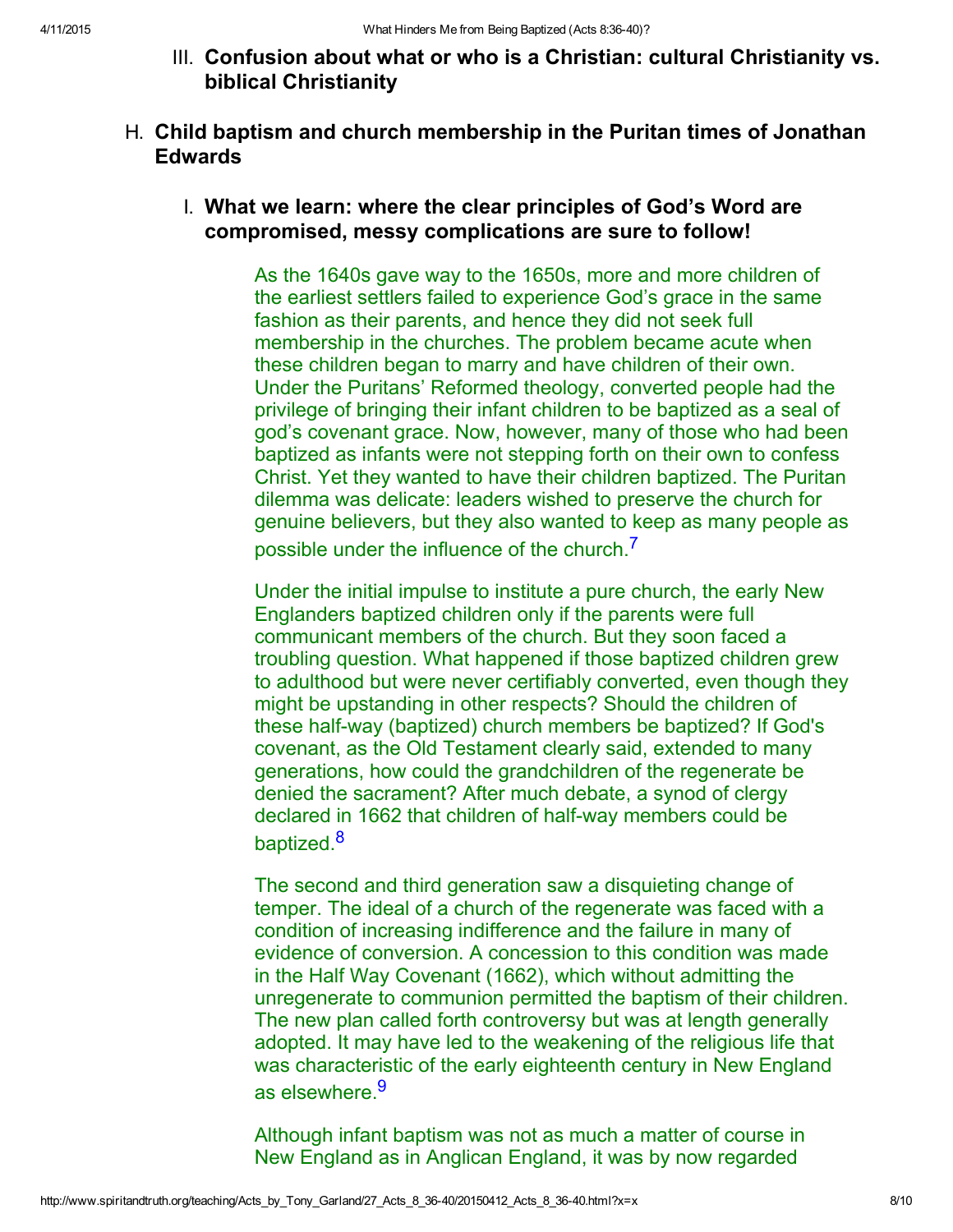III. **Confusion about what or who is a Christian: cultural Christianity vs. biblical Christianity**

H. **Child baptism and church membership in the Puritan times of Jonathan Edwards**

I. **What we learn: where the clear principles of God's Word are compromised, messy complications are sure to follow!**

> As the 1640s gave way to the 1650s, more and more children of the earliest settlers failed to experience God's grace in the same fashion as their parents, and hence they did not seek full membership in the churches. The problem became acute when these children began to marry and have children of their own. Under the Puritans' Reformed theology, converted people had the privilege of bringing their infant children to be baptized as a seal of god's covenant grace. Now, however, many of those who had been baptized as infants were not stepping forth on their own to confess Christ. Yet they wanted to have their children baptized. The Puritan dilemma was delicate: leaders wished to preserve the church for genuine believers, but they also wanted to keep as many people as possible under the influence of the church.[7]

> Under the initial impulse to institute a pure church, the early New Englanders baptized children only if the parents were full communicant members of the church. But they soon faced a troubling question. What happened if those baptized children grew to adulthood but were never certifiably converted, even though they might be upstanding in other respects? Should the children of these half-way (baptized) church members be baptized? If God's covenant, as the Old Testament clearly said, extended to many generations, how could the grandchildren of the regenerate be denied the sacrament? After much debate, a synod of clergy declared in 1662 that children of half-way members could be baptized.[8]

> The second and third generation saw a disquieting change of temper. The ideal of a church of the regenerate was faced with a condition of increasing indifference and the failure in many of evidence of conversion. A concession to this condition was made in the Half Way Covenant (1662), which without admitting the unregenerate to communion permitted the baptism of their children. The new plan called forth controversy but was at length generally adopted. It may have led to the weakening of the religious life that was characteristic of the early eighteenth century in New England as elsewhere.[9]

> Although infant baptism was not as much a matter of course in New England as in Anglican England, it was by now regarded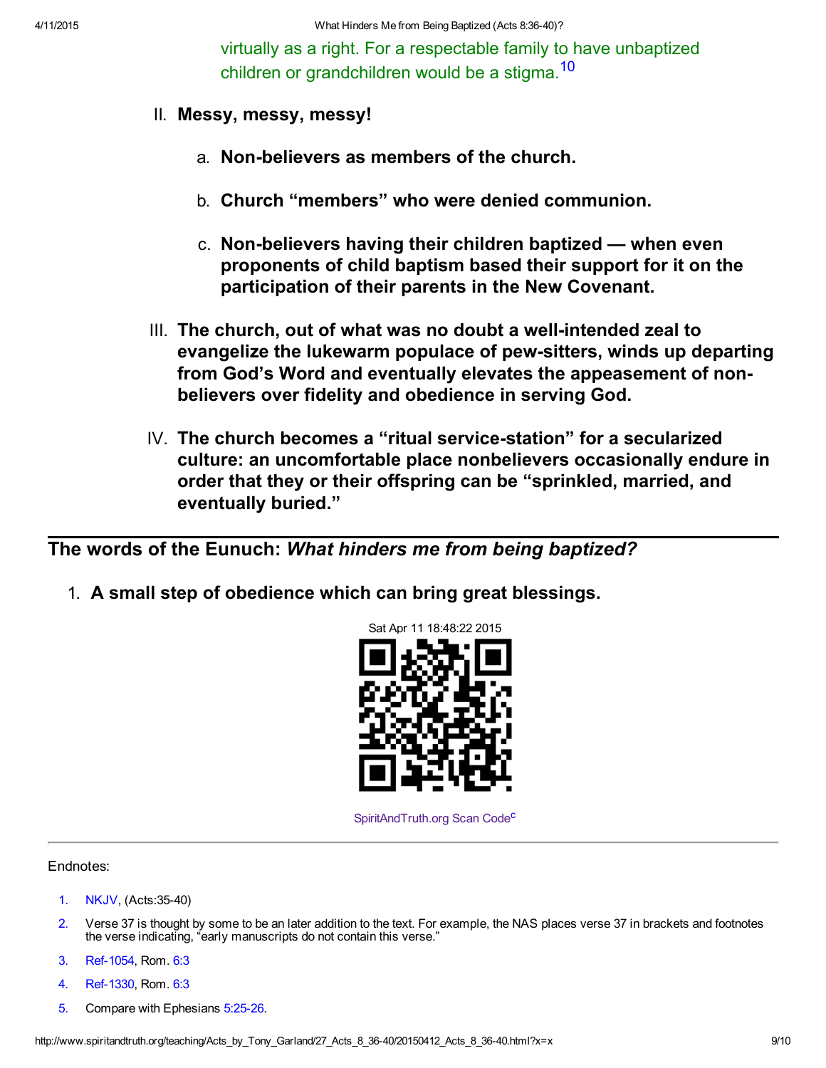virtually as a right. For a respectable family to have unbaptized children or grandchildren would be a stigma.[10]

II. **Messy, messy, messy!**

    a. **Non-believers as members of the church.**

    b. **Church "members" who were denied communion.**

    c. **Non-believers having their children baptized — when even proponents of child baptism based their support for it on the participation of their parents in the New Covenant.**

III. **The church, out of what was no doubt a well-intended zeal to evangelize the lukewarm populace of pew-sitters, winds up departing from God's Word and eventually elevates the appeasement of non-believers over fidelity and obedience in serving God.**

IV. **The church becomes a "ritual service-station" for a secularized culture: an uncomfortable place nonbelievers occasionally endure in order that they or their offspring can be "sprinkled, married, and eventually buried."**

## The words of the Eunuch: *What hinders me from being baptized?*

1. **A small step of obedience which can bring great blessings.**

Sat Apr 11 18:48:22 2015

SpiritAndTruth.org Scan Code[c]

---

Endnotes:

1. NKJV, (Acts:35-40)
2. Verse 37 is thought by some to be an later addition to the text. For example, the NAS places verse 37 in brackets and footnotes the verse indicating, "early manuscripts do not contain this verse."
3. Ref-1054, Rom. 6:3
4. Ref-1330, Rom. 6:3
5. Compare with Ephesians 5:25-26.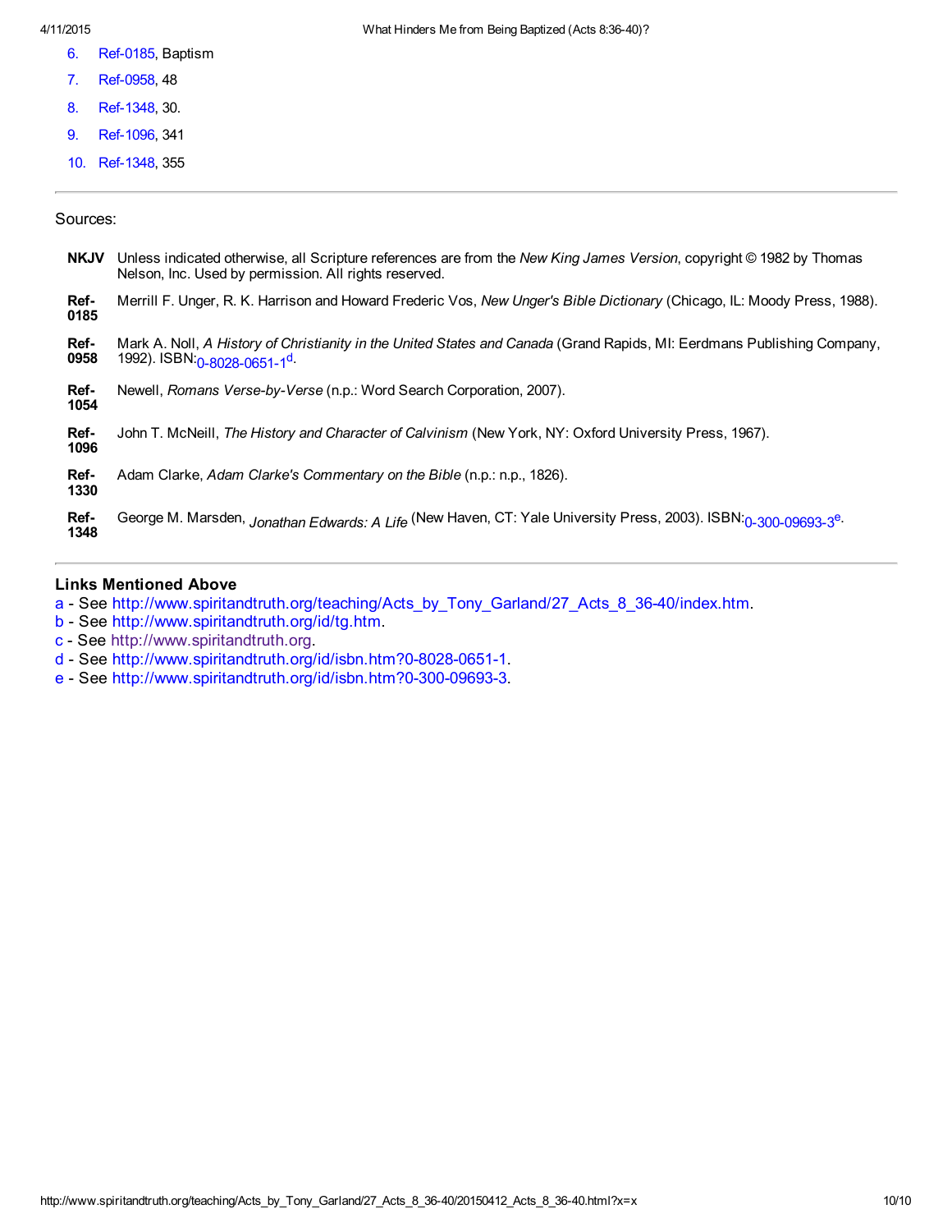6. Ref-0185, Baptism
7. Ref-0958, 48
8. Ref-1348, 30.
9. Ref-1096, 341
10. Ref-1348, 355

---

Sources:

| | |
|---|---|
| **NKJV** | Unless indicated otherwise, all Scripture references are from the *New King James Version*, copyright © 1982 by Thomas Nelson, Inc. Used by permission. All rights reserved. |
| **Ref-0185** | Merrill F. Unger, R. K. Harrison and Howard Frederic Vos, *New Unger's Bible Dictionary* (Chicago, IL: Moody Press, 1988). |
| **Ref-0958** | Mark A. Noll, *A History of Christianity in the United States and Canada* (Grand Rapids, MI: Eerdmans Publishing Company, 1992). ISBN:0-8028-0651-1[d]. |
| **Ref-1054** | Newell, *Romans Verse-by-Verse* (n.p.: Word Search Corporation, 2007). |
| **Ref-1096** | John T. McNeill, *The History and Character of Calvinism* (New York, NY: Oxford University Press, 1967). |
| **Ref-1330** | Adam Clarke, *Adam Clarke's Commentary on the Bible* (n.p.: n.p., 1826). |
| **Ref-1348** | George M. Marsden, *Jonathan Edwards: A Life* (New Haven, CT: Yale University Press, 2003). ISBN:0-300-09693-3[e]. |

---

### Links Mentioned Above

a - See http://www.spiritandtruth.org/teaching/Acts_by_Tony_Garland/27_Acts_8_36-40/index.htm.
b - See http://www.spiritandtruth.org/id/tg.htm.
c - See http://www.spiritandtruth.org.
d - See http://www.spiritandtruth.org/id/isbn.htm?0-8028-0651-1.
e - See http://www.spiritandtruth.org/id/isbn.htm?0-300-09693-3.